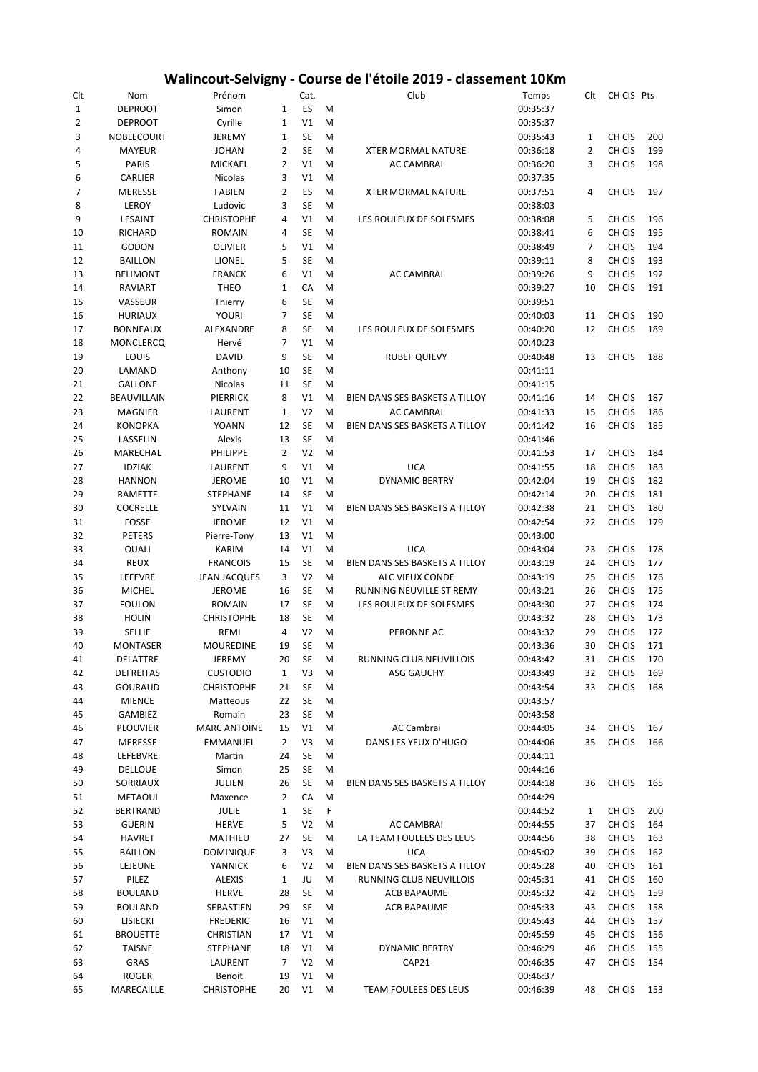# Walincout-Selvigny - Course de l'étoile 2019 - classement 10Km

| Clt | Nom | Prénom | | Cat. | | Club | Temps | Clt | CH CIS | Pts |
|---|---|---|---|---|---|---|---|---|---|---|
| 1 | DEPROOT | Simon | 1 | ES | M | | 00:35:37 | | | |
| 2 | DEPROOT | Cyrille | 1 | V1 | M | | 00:35:37 | | | |
| 3 | NOBLECOURT | JEREMY | 1 | SE | M | | 00:35:43 | 1 | CH CIS | 200 |
| 4 | MAYEUR | JOHAN | 2 | SE | M | XTER MORMAL NATURE | 00:36:18 | 2 | CH CIS | 199 |
| 5 | PARIS | MICKAEL | 2 | V1 | M | AC CAMBRAI | 00:36:20 | 3 | CH CIS | 198 |
| 6 | CARLIER | Nicolas | 3 | V1 | M | | 00:37:35 | | | |
| 7 | MERESSE | FABIEN | 2 | ES | M | XTER MORMAL NATURE | 00:37:51 | 4 | CH CIS | 197 |
| 8 | LEROY | Ludovic | 3 | SE | M | | 00:38:03 | | | |
| 9 | LESAINT | CHRISTOPHE | 4 | V1 | M | LES ROULEUX DE SOLESMES | 00:38:08 | 5 | CH CIS | 196 |
| 10 | RICHARD | ROMAIN | 4 | SE | M | | 00:38:41 | 6 | CH CIS | 195 |
| 11 | GODON | OLIVIER | 5 | V1 | M | | 00:38:49 | 7 | CH CIS | 194 |
| 12 | BAILLON | LIONEL | 5 | SE | M | | 00:39:11 | 8 | CH CIS | 193 |
| 13 | BELIMONT | FRANCK | 6 | V1 | M | AC CAMBRAI | 00:39:26 | 9 | CH CIS | 192 |
| 14 | RAVIART | THEO | 1 | CA | M | | 00:39:27 | 10 | CH CIS | 191 |
| 15 | VASSEUR | Thierry | 6 | SE | M | | 00:39:51 | | | |
| 16 | HURIAUX | YOURI | 7 | SE | M | | 00:40:03 | 11 | CH CIS | 190 |
| 17 | BONNEAUX | ALEXANDRE | 8 | SE | M | LES ROULEUX DE SOLESMES | 00:40:20 | 12 | CH CIS | 189 |
| 18 | MONCLERCQ | Hervé | 7 | V1 | M | | 00:40:23 | | | |
| 19 | LOUIS | DAVID | 9 | SE | M | RUBEF QUIEVY | 00:40:48 | 13 | CH CIS | 188 |
| 20 | LAMAND | Anthony | 10 | SE | M | | 00:41:11 | | | |
| 21 | GALLONE | Nicolas | 11 | SE | M | | 00:41:15 | | | |
| 22 | BEAUVILLAIN | PIERRICK | 8 | V1 | M | BIEN DANS SES BASKETS A TILLOY | 00:41:16 | 14 | CH CIS | 187 |
| 23 | MAGNIER | LAURENT | 1 | V2 | M | AC CAMBRAI | 00:41:33 | 15 | CH CIS | 186 |
| 24 | KONOPKA | YOANN | 12 | SE | M | BIEN DANS SES BASKETS A TILLOY | 00:41:42 | 16 | CH CIS | 185 |
| 25 | LASSELIN | Alexis | 13 | SE | M | | 00:41:46 | | | |
| 26 | MARECHAL | PHILIPPE | 2 | V2 | M | | 00:41:53 | 17 | CH CIS | 184 |
| 27 | IDZIAK | LAURENT | 9 | V1 | M | UCA | 00:41:55 | 18 | CH CIS | 183 |
| 28 | HANNON | JEROME | 10 | V1 | M | DYNAMIC BERTRY | 00:42:04 | 19 | CH CIS | 182 |
| 29 | RAMETTE | STEPHANE | 14 | SE | M | | 00:42:14 | 20 | CH CIS | 181 |
| 30 | COCRELLE | SYLVAIN | 11 | V1 | M | BIEN DANS SES BASKETS A TILLOY | 00:42:38 | 21 | CH CIS | 180 |
| 31 | FOSSE | JEROME | 12 | V1 | M | | 00:42:54 | 22 | CH CIS | 179 |
| 32 | PETERS | Pierre-Tony | 13 | V1 | M | | 00:43:00 | | | |
| 33 | OUALI | KARIM | 14 | V1 | M | UCA | 00:43:04 | 23 | CH CIS | 178 |
| 34 | REUX | FRANCOIS | 15 | SE | M | BIEN DANS SES BASKETS A TILLOY | 00:43:19 | 24 | CH CIS | 177 |
| 35 | LEFEVRE | JEAN JACQUES | 3 | V2 | M | ALC VIEUX CONDE | 00:43:19 | 25 | CH CIS | 176 |
| 36 | MICHEL | JEROME | 16 | SE | M | RUNNING NEUVILLE ST REMY | 00:43:21 | 26 | CH CIS | 175 |
| 37 | FOULON | ROMAIN | 17 | SE | M | LES ROULEUX DE SOLESMES | 00:43:30 | 27 | CH CIS | 174 |
| 38 | HOLIN | CHRISTOPHE | 18 | SE | M | | 00:43:32 | 28 | CH CIS | 173 |
| 39 | SELLIE | REMI | 4 | V2 | M | PERONNE AC | 00:43:32 | 29 | CH CIS | 172 |
| 40 | MONTASER | MOUREDINE | 19 | SE | M | | 00:43:36 | 30 | CH CIS | 171 |
| 41 | DELATTRE | JEREMY | 20 | SE | M | RUNNING CLUB NEUVILLOIS | 00:43:42 | 31 | CH CIS | 170 |
| 42 | DEFREITAS | CUSTODIO | 1 | V3 | M | ASG GAUCHY | 00:43:49 | 32 | CH CIS | 169 |
| 43 | GOURAUD | CHRISTOPHE | 21 | SE | M | | 00:43:54 | 33 | CH CIS | 168 |
| 44 | MIENCE | Matteous | 22 | SE | M | | 00:43:57 | | | |
| 45 | GAMBIEZ | Romain | 23 | SE | M | | 00:43:58 | | | |
| 46 | PLOUVIER | MARC ANTOINE | 15 | V1 | M | AC Cambrai | 00:44:05 | 34 | CH CIS | 167 |
| 47 | MERESSE | EMMANUEL | 2 | V3 | M | DANS LES YEUX D'HUGO | 00:44:06 | 35 | CH CIS | 166 |
| 48 | LEFEBVRE | Martin | 24 | SE | M | | 00:44:11 | | | |
| 49 | DELLOUE | Simon | 25 | SE | M | | 00:44:16 | | | |
| 50 | SORRIAUX | JULIEN | 26 | SE | M | BIEN DANS SES BASKETS A TILLOY | 00:44:18 | 36 | CH CIS | 165 |
| 51 | METAOUI | Maxence | 2 | CA | M | | 00:44:29 | | | |
| 52 | BERTRAND | JULIE | 1 | SE | F | | 00:44:52 | 1 | CH CIS | 200 |
| 53 | GUERIN | HERVE | 5 | V2 | M | AC CAMBRAI | 00:44:55 | 37 | CH CIS | 164 |
| 54 | HAVRET | MATHIEU | 27 | SE | M | LA TEAM FOULEES DES LEUS | 00:44:56 | 38 | CH CIS | 163 |
| 55 | BAILLON | DOMINIQUE | 3 | V3 | M | UCA | 00:45:02 | 39 | CH CIS | 162 |
| 56 | LEJEUNE | YANNICK | 6 | V2 | M | BIEN DANS SES BASKETS A TILLOY | 00:45:28 | 40 | CH CIS | 161 |
| 57 | PILEZ | ALEXIS | 1 | JU | M | RUNNING CLUB NEUVILLOIS | 00:45:31 | 41 | CH CIS | 160 |
| 58 | BOULAND | HERVE | 28 | SE | M | ACB BAPAUME | 00:45:32 | 42 | CH CIS | 159 |
| 59 | BOULAND | SEBASTIEN | 29 | SE | M | ACB BAPAUME | 00:45:33 | 43 | CH CIS | 158 |
| 60 | LISIECKI | FREDERIC | 16 | V1 | M | | 00:45:43 | 44 | CH CIS | 157 |
| 61 | BROUETTE | CHRISTIAN | 17 | V1 | M | | 00:45:59 | 45 | CH CIS | 156 |
| 62 | TAISNE | STEPHANE | 18 | V1 | M | DYNAMIC BERTRY | 00:46:29 | 46 | CH CIS | 155 |
| 63 | GRAS | LAURENT | 7 | V2 | M | CAP21 | 00:46:35 | 47 | CH CIS | 154 |
| 64 | ROGER | Benoit | 19 | V1 | M | | 00:46:37 | | | |
| 65 | MARECAILLE | CHRISTOPHE | 20 | V1 | M | TEAM FOULEES DES LEUS | 00:46:39 | 48 | CH CIS | 153 |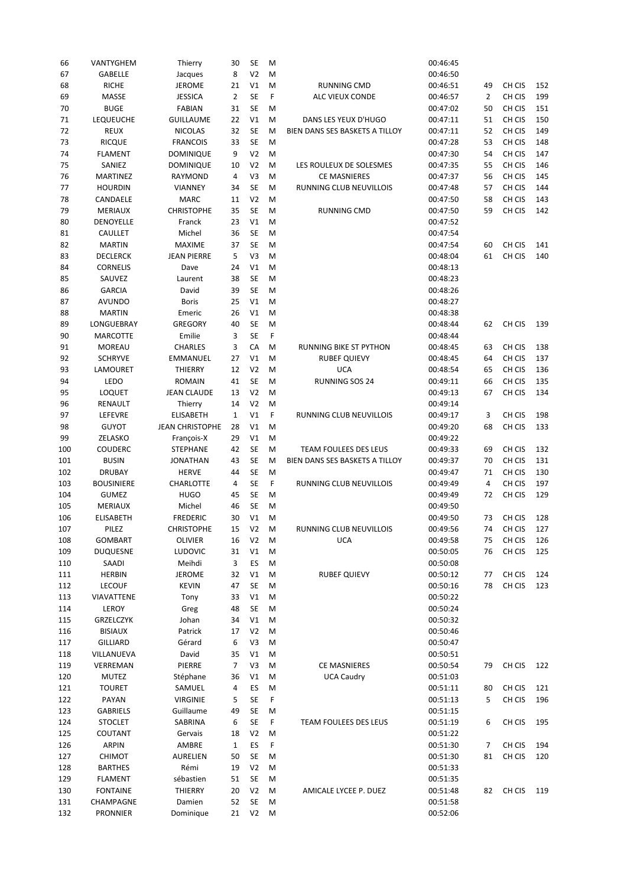| 66 | VANTYGHEM | Thierry | 30 | SE | M | | 00:46:45 | | | |
|---|---|---|---|---|---|---|---|---|---|---|
| 67 | GABELLE | Jacques | 8 | V2 | M | | 00:46:50 | | | |
| 68 | RICHE | JEROME | 21 | V1 | M | RUNNING CMD | 00:46:51 | 49 | CH CIS | 152 |
| 69 | MASSE | JESSICA | 2 | SE | F | ALC VIEUX CONDE | 00:46:57 | 2 | CH CIS | 199 |
| 70 | BUGE | FABIAN | 31 | SE | M | | 00:47:02 | 50 | CH CIS | 151 |
| 71 | LEQUEUCHE | GUILLAUME | 22 | V1 | M | DANS LES YEUX D'HUGO | 00:47:11 | 51 | CH CIS | 150 |
| 72 | REUX | NICOLAS | 32 | SE | M | BIEN DANS SES BASKETS A TILLOY | 00:47:11 | 52 | CH CIS | 149 |
| 73 | RICQUE | FRANCOIS | 33 | SE | M | | 00:47:28 | 53 | CH CIS | 148 |
| 74 | FLAMENT | DOMINIQUE | 9 | V2 | M | | 00:47:30 | 54 | CH CIS | 147 |
| 75 | SANIEZ | DOMINIQUE | 10 | V2 | M | LES ROULEUX DE SOLESMES | 00:47:35 | 55 | CH CIS | 146 |
| 76 | MARTINEZ | RAYMOND | 4 | V3 | M | CE MASNIERES | 00:47:37 | 56 | CH CIS | 145 |
| 77 | HOURDIN | VIANNEY | 34 | SE | M | RUNNING CLUB NEUVILLOIS | 00:47:48 | 57 | CH CIS | 144 |
| 78 | CANDAELE | MARC | 11 | V2 | M | | 00:47:50 | 58 | CH CIS | 143 |
| 79 | MERIAUX | CHRISTOPHE | 35 | SE | M | RUNNING CMD | 00:47:50 | 59 | CH CIS | 142 |
| 80 | DENOYELLE | Franck | 23 | V1 | M | | 00:47:52 | | | |
| 81 | CAULLET | Michel | 36 | SE | M | | 00:47:54 | | | |
| 82 | MARTIN | MAXIME | 37 | SE | M | | 00:47:54 | 60 | CH CIS | 141 |
| 83 | DECLERCK | JEAN PIERRE | 5 | V3 | M | | 00:48:04 | 61 | CH CIS | 140 |
| 84 | CORNELIS | Dave | 24 | V1 | M | | 00:48:13 | | | |
| 85 | SAUVEZ | Laurent | 38 | SE | M | | 00:48:23 | | | |
| 86 | GARCIA | David | 39 | SE | M | | 00:48:26 | | | |
| 87 | AVUNDO | Boris | 25 | V1 | M | | 00:48:27 | | | |
| 88 | MARTIN | Emeric | 26 | V1 | M | | 00:48:38 | | | |
| 89 | LONGUEBRAY | GREGORY | 40 | SE | M | | 00:48:44 | 62 | CH CIS | 139 |
| 90 | MARCOTTE | Emilie | 3 | SE | F | | 00:48:44 | | | |
| 91 | MOREAU | CHARLES | 3 | CA | M | RUNNING BIKE ST PYTHON | 00:48:45 | 63 | CH CIS | 138 |
| 92 | SCHRYVE | EMMANUEL | 27 | V1 | M | RUBEF QUIEVY | 00:48:45 | 64 | CH CIS | 137 |
| 93 | LAMOURET | THIERRY | 12 | V2 | M | UCA | 00:48:54 | 65 | CH CIS | 136 |
| 94 | LEDO | ROMAIN | 41 | SE | M | RUNNING SOS 24 | 00:49:11 | 66 | CH CIS | 135 |
| 95 | LOQUET | JEAN CLAUDE | 13 | V2 | M | | 00:49:13 | 67 | CH CIS | 134 |
| 96 | RENAULT | Thierry | 14 | V2 | M | | 00:49:14 | | | |
| 97 | LEFEVRE | ELISABETH | 1 | V1 | F | RUNNING CLUB NEUVILLOIS | 00:49:17 | 3 | CH CIS | 198 |
| 98 | GUYOT | JEAN CHRISTOPHE | 28 | V1 | M | | 00:49:20 | 68 | CH CIS | 133 |
| 99 | ZELASKO | François-X | 29 | V1 | M | | 00:49:22 | | | |
| 100 | COUDERC | STEPHANE | 42 | SE | M | TEAM FOULEES DES LEUS | 00:49:33 | 69 | CH CIS | 132 |
| 101 | BUSIN | JONATHAN | 43 | SE | M | BIEN DANS SES BASKETS A TILLOY | 00:49:37 | 70 | CH CIS | 131 |
| 102 | DRUBAY | HERVE | 44 | SE | M | | 00:49:47 | 71 | CH CIS | 130 |
| 103 | BOUSINIERE | CHARLOTTE | 4 | SE | F | RUNNING CLUB NEUVILLOIS | 00:49:49 | 4 | CH CIS | 197 |
| 104 | GUMEZ | HUGO | 45 | SE | M | | 00:49:49 | 72 | CH CIS | 129 |
| 105 | MERIAUX | Michel | 46 | SE | M | | 00:49:50 | | | |
| 106 | ELISABETH | FREDERIC | 30 | V1 | M | | 00:49:50 | 73 | CH CIS | 128 |
| 107 | PILEZ | CHRISTOPHE | 15 | V2 | M | RUNNING CLUB NEUVILLOIS | 00:49:56 | 74 | CH CIS | 127 |
| 108 | GOMBART | OLIVIER | 16 | V2 | M | UCA | 00:49:58 | 75 | CH CIS | 126 |
| 109 | DUQUESNE | LUDOVIC | 31 | V1 | M | | 00:50:05 | 76 | CH CIS | 125 |
| 110 | SAADI | Meihdi | 3 | ES | M | | 00:50:08 | | | |
| 111 | HERBIN | JEROME | 32 | V1 | M | RUBEF QUIEVY | 00:50:12 | 77 | CH CIS | 124 |
| 112 | LECOUF | KEVIN | 47 | SE | M | | 00:50:16 | 78 | CH CIS | 123 |
| 113 | VIAVATTENE | Tony | 33 | V1 | M | | 00:50:22 | | | |
| 114 | LEROY | Greg | 48 | SE | M | | 00:50:24 | | | |
| 115 | GRZELCZYK | Johan | 34 | V1 | M | | 00:50:32 | | | |
| 116 | BISIAUX | Patrick | 17 | V2 | M | | 00:50:46 | | | |
| 117 | GILLIARD | Gérard | 6 | V3 | M | | 00:50:47 | | | |
| 118 | VILLANUEVA | David | 35 | V1 | M | | 00:50:51 | | | |
| 119 | VERREMAN | PIERRE | 7 | V3 | M | CE MASNIERES | 00:50:54 | 79 | CH CIS | 122 |
| 120 | MUTEZ | Stéphane | 36 | V1 | M | UCA Caudry | 00:51:03 | | | |
| 121 | TOURET | SAMUEL | 4 | ES | M | | 00:51:11 | 80 | CH CIS | 121 |
| 122 | PAYAN | VIRGINIE | 5 | SE | F | | 00:51:13 | 5 | CH CIS | 196 |
| 123 | GABRIELS | Guillaume | 49 | SE | M | | 00:51:15 | | | |
| 124 | STOCLET | SABRINA | 6 | SE | F | TEAM FOULEES DES LEUS | 00:51:19 | 6 | CH CIS | 195 |
| 125 | COUTANT | Gervais | 18 | V2 | M | | 00:51:22 | | | |
| 126 | ARPIN | AMBRE | 1 | ES | F | | 00:51:30 | 7 | CH CIS | 194 |
| 127 | CHIMOT | AURELIEN | 50 | SE | M | | 00:51:30 | 81 | CH CIS | 120 |
| 128 | BARTHES | Rémi | 19 | V2 | M | | 00:51:33 | | | |
| 129 | FLAMENT | sébastien | 51 | SE | M | | 00:51:35 | | | |
| 130 | FONTAINE | THIERRY | 20 | V2 | M | AMICALE LYCEE P. DUEZ | 00:51:48 | 82 | CH CIS | 119 |
| 131 | CHAMPAGNE | Damien | 52 | SE | M | | 00:51:58 | | | |
| 132 | PRONNIER | Dominique | 21 | V2 | M | | 00:52:06 | | | |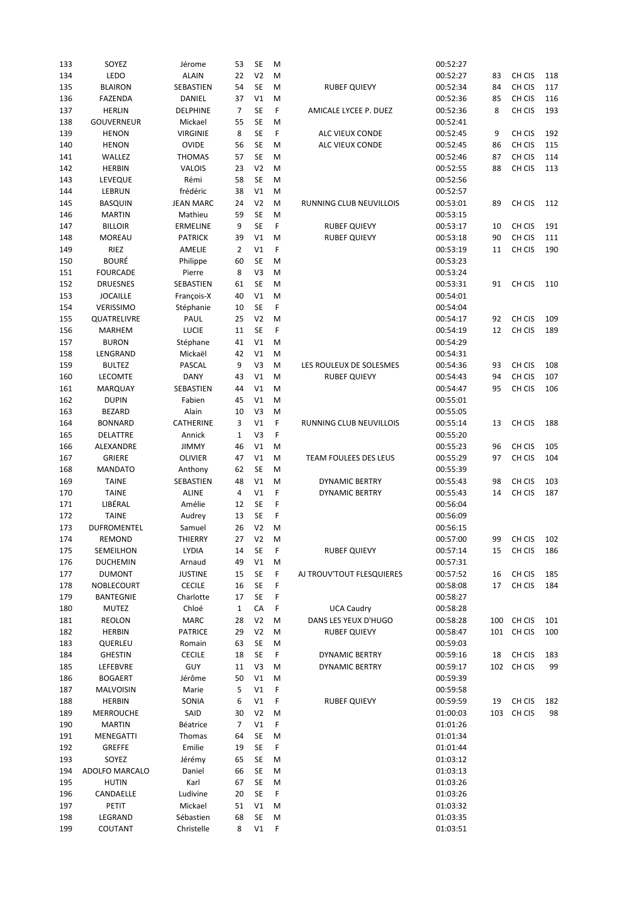| | | | | | | | | | | |
|---|---|---|---|---|---|---|---|---|---|---|
| 133 | SOYEZ | Jérome | 53 | SE | M | | 00:52:27 | | | |
| 134 | LEDO | ALAIN | 22 | V2 | M | | 00:52:27 | 83 | CH CIS | 118 |
| 135 | BLAIRON | SEBASTIEN | 54 | SE | M | RUBEF QUIEVY | 00:52:34 | 84 | CH CIS | 117 |
| 136 | FAZENDA | DANIEL | 37 | V1 | M | | 00:52:36 | 85 | CH CIS | 116 |
| 137 | HERLIN | DELPHINE | 7 | SE | F | AMICALE LYCEE P. DUEZ | 00:52:36 | 8 | CH CIS | 193 |
| 138 | GOUVERNEUR | Mickael | 55 | SE | M | | 00:52:41 | | | |
| 139 | HENON | VIRGINIE | 8 | SE | F | ALC VIEUX CONDE | 00:52:45 | 9 | CH CIS | 192 |
| 140 | HENON | OVIDE | 56 | SE | M | ALC VIEUX CONDE | 00:52:45 | 86 | CH CIS | 115 |
| 141 | WALLEZ | THOMAS | 57 | SE | M | | 00:52:46 | 87 | CH CIS | 114 |
| 142 | HERBIN | VALOIS | 23 | V2 | M | | 00:52:55 | 88 | CH CIS | 113 |
| 143 | LEVEQUE | Rémi | 58 | SE | M | | 00:52:56 | | | |
| 144 | LEBRUN | frédéric | 38 | V1 | M | | 00:52:57 | | | |
| 145 | BASQUIN | JEAN MARC | 24 | V2 | M | RUNNING CLUB NEUVILLOIS | 00:53:01 | 89 | CH CIS | 112 |
| 146 | MARTIN | Mathieu | 59 | SE | M | | 00:53:15 | | | |
| 147 | BILLOIR | ERMELINE | 9 | SE | F | RUBEF QUIEVY | 00:53:17 | 10 | CH CIS | 191 |
| 148 | MOREAU | PATRICK | 39 | V1 | M | RUBEF QUIEVY | 00:53:18 | 90 | CH CIS | 111 |
| 149 | RIEZ | AMELIE | 2 | V1 | F | | 00:53:19 | 11 | CH CIS | 190 |
| 150 | BOURÉ | Philippe | 60 | SE | M | | 00:53:23 | | | |
| 151 | FOURCADE | Pierre | 8 | V3 | M | | 00:53:24 | | | |
| 152 | DRUESNES | SEBASTIEN | 61 | SE | M | | 00:53:31 | 91 | CH CIS | 110 |
| 153 | JOCAILLE | François-X | 40 | V1 | M | | 00:54:01 | | | |
| 154 | VERISSIMO | Stéphanie | 10 | SE | F | | 00:54:04 | | | |
| 155 | QUATRELIVRE | PAUL | 25 | V2 | M | | 00:54:17 | 92 | CH CIS | 109 |
| 156 | MARHEM | LUCIE | 11 | SE | F | | 00:54:19 | 12 | CH CIS | 189 |
| 157 | BURON | Stéphane | 41 | V1 | M | | 00:54:29 | | | |
| 158 | LENGRAND | Mickaël | 42 | V1 | M | | 00:54:31 | | | |
| 159 | BULTEZ | PASCAL | 9 | V3 | M | LES ROULEUX DE SOLESMES | 00:54:36 | 93 | CH CIS | 108 |
| 160 | LECOMTE | DANY | 43 | V1 | M | RUBEF QUIEVY | 00:54:43 | 94 | CH CIS | 107 |
| 161 | MARQUAY | SEBASTIEN | 44 | V1 | M | | 00:54:47 | 95 | CH CIS | 106 |
| 162 | DUPIN | Fabien | 45 | V1 | M | | 00:55:01 | | | |
| 163 | BEZARD | Alain | 10 | V3 | M | | 00:55:05 | | | |
| 164 | BONNARD | CATHERINE | 3 | V1 | F | RUNNING CLUB NEUVILLOIS | 00:55:14 | 13 | CH CIS | 188 |
| 165 | DELATTRE | Annick | 1 | V3 | F | | 00:55:20 | | | |
| 166 | ALEXANDRE | JIMMY | 46 | V1 | M | | 00:55:23 | 96 | CH CIS | 105 |
| 167 | GRIERE | OLIVIER | 47 | V1 | M | TEAM FOULEES DES LEUS | 00:55:29 | 97 | CH CIS | 104 |
| 168 | MANDATO | Anthony | 62 | SE | M | | 00:55:39 | | | |
| 169 | TAINE | SEBASTIEN | 48 | V1 | M | DYNAMIC BERTRY | 00:55:43 | 98 | CH CIS | 103 |
| 170 | TAINE | ALINE | 4 | V1 | F | DYNAMIC BERTRY | 00:55:43 | 14 | CH CIS | 187 |
| 171 | LIBÉRAL | Amélie | 12 | SE | F | | 00:56:04 | | | |
| 172 | TAINE | Audrey | 13 | SE | F | | 00:56:09 | | | |
| 173 | DUFROMENTEL | Samuel | 26 | V2 | M | | 00:56:15 | | | |
| 174 | REMOND | THIERRY | 27 | V2 | M | | 00:57:00 | 99 | CH CIS | 102 |
| 175 | SEMEILHON | LYDIA | 14 | SE | F | RUBEF QUIEVY | 00:57:14 | 15 | CH CIS | 186 |
| 176 | DUCHEMIN | Arnaud | 49 | V1 | M | | 00:57:31 | | | |
| 177 | DUMONT | JUSTINE | 15 | SE | F | AJ TROUV'TOUT FLESQUIERES | 00:57:52 | 16 | CH CIS | 185 |
| 178 | NOBLECOURT | CECILE | 16 | SE | F | | 00:58:08 | 17 | CH CIS | 184 |
| 179 | BANTEGNIE | Charlotte | 17 | SE | F | | 00:58:27 | | | |
| 180 | MUTEZ | Chloé | 1 | CA | F | UCA Caudry | 00:58:28 | | | |
| 181 | REOLON | MARC | 28 | V2 | M | DANS LES YEUX D'HUGO | 00:58:28 | 100 | CH CIS | 101 |
| 182 | HERBIN | PATRICE | 29 | V2 | M | RUBEF QUIEVY | 00:58:47 | 101 | CH CIS | 100 |
| 183 | QUERLEU | Romain | 63 | SE | M | | 00:59:03 | | | |
| 184 | GHESTIN | CECILE | 18 | SE | F | DYNAMIC BERTRY | 00:59:16 | 18 | CH CIS | 183 |
| 185 | LEFEBVRE | GUY | 11 | V3 | M | DYNAMIC BERTRY | 00:59:17 | 102 | CH CIS | 99 |
| 186 | BOGAERT | Jérôme | 50 | V1 | M | | 00:59:39 | | | |
| 187 | MALVOISIN | Marie | 5 | V1 | F | | 00:59:58 | | | |
| 188 | HERBIN | SONIA | 6 | V1 | F | RUBEF QUIEVY | 00:59:59 | 19 | CH CIS | 182 |
| 189 | MERROUCHE | SAID | 30 | V2 | M | | 01:00:03 | 103 | CH CIS | 98 |
| 190 | MARTIN | Béatrice | 7 | V1 | F | | 01:01:26 | | | |
| 191 | MENEGATTI | Thomas | 64 | SE | M | | 01:01:34 | | | |
| 192 | GREFFE | Emilie | 19 | SE | F | | 01:01:44 | | | |
| 193 | SOYEZ | Jérémy | 65 | SE | M | | 01:03:12 | | | |
| 194 | ADOLFO MARCALO | Daniel | 66 | SE | M | | 01:03:13 | | | |
| 195 | HUTIN | Karl | 67 | SE | M | | 01:03:26 | | | |
| 196 | CANDAELLE | Ludivine | 20 | SE | F | | 01:03:26 | | | |
| 197 | PETIT | Mickael | 51 | V1 | M | | 01:03:32 | | | |
| 198 | LEGRAND | Sébastien | 68 | SE | M | | 01:03:35 | | | |
| 199 | COUTANT | Christelle | 8 | V1 | F | | 01:03:51 | | | |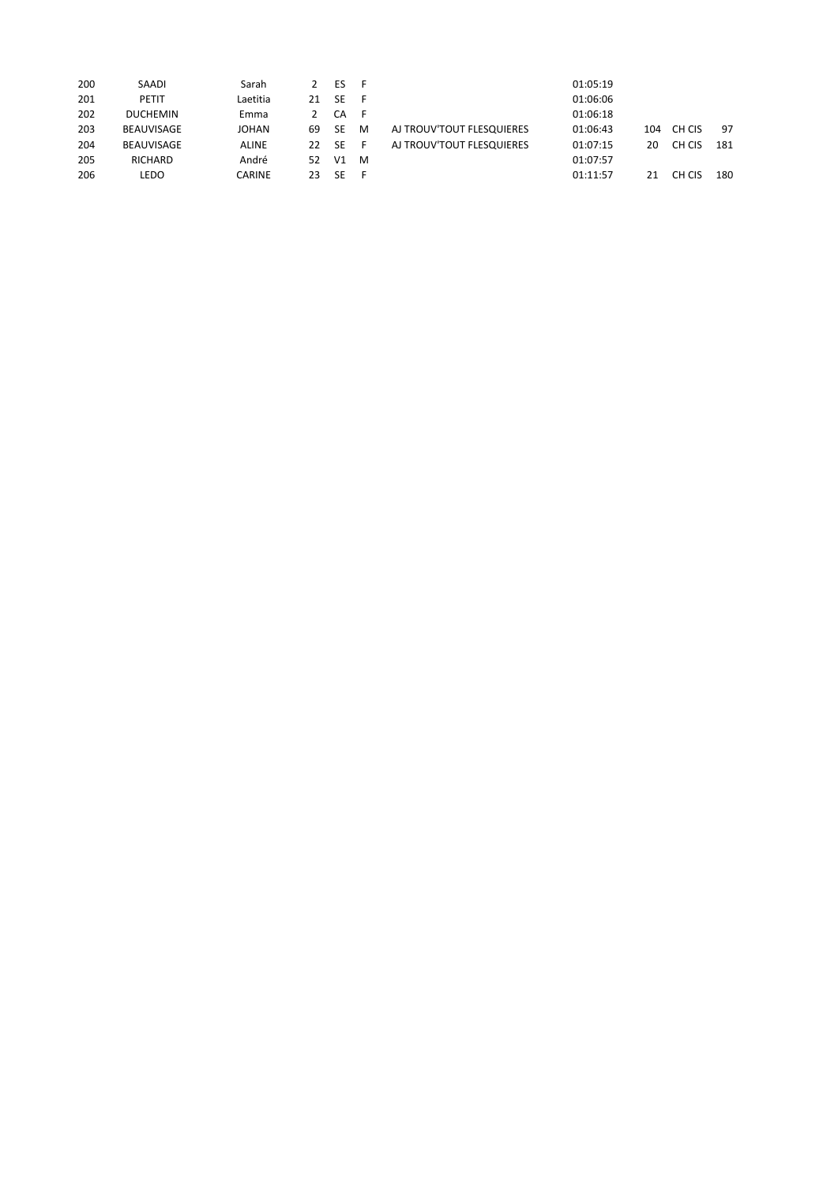| | | | | | | | | | | |
|---|---|---|---|---|---|---|---|---|---|---|
| 200 | SAADI | Sarah | 2 | ES | F | | 01:05:19 | | | |
| 201 | PETIT | Laetitia | 21 | SE | F | | 01:06:06 | | | |
| 202 | DUCHEMIN | Emma | 2 | CA | F | | 01:06:18 | | | |
| 203 | BEAUVISAGE | JOHAN | 69 | SE | M | AJ TROUV'TOUT FLESQUIERES | 01:06:43 | 104 | CH CIS | 97 |
| 204 | BEAUVISAGE | ALINE | 22 | SE | F | AJ TROUV'TOUT FLESQUIERES | 01:07:15 | 20 | CH CIS | 181 |
| 205 | RICHARD | André | 52 | V1 | M | | 01:07:57 | | | |
| 206 | LEDO | CARINE | 23 | SE | F | | 01:11:57 | 21 | CH CIS | 180 |